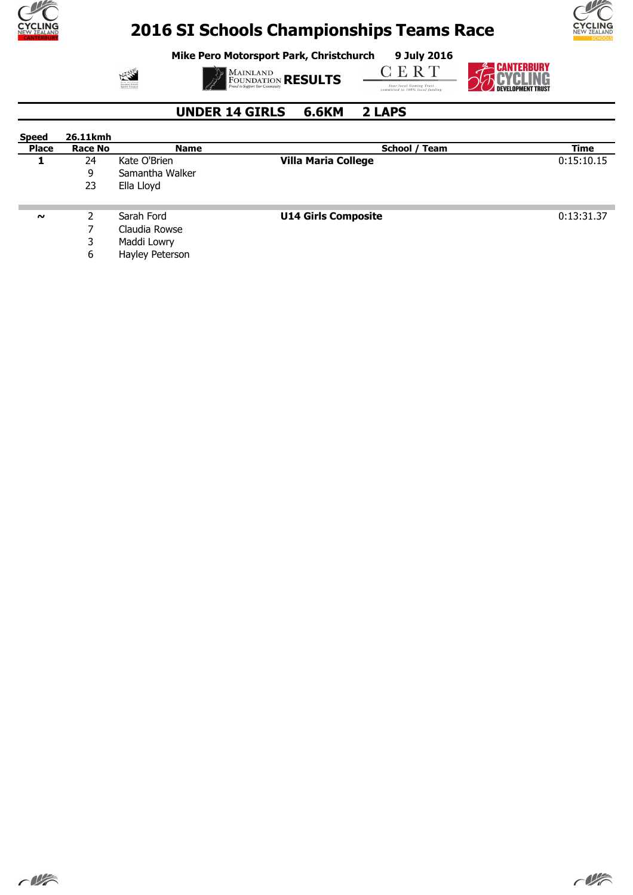# 2016 SI Schools Championships Teams Race

**Mike Pero Motorsport Park, Christchurch** **9 July 2016**

**RESULTS**

## UNDER 14 GIRLS 6.6KM 2 LAPS

**Speed** **26.11kmh**

| Place | Race No | Name | School / Team | Time |
|---|---|---|---|---|
| **1** | 24 | Kate O'Brien | **Villa Maria College** | 0:15:10.15 |
| | 9 | Samantha Walker | | |
| | 23 | Ella Lloyd | | |
| **~** | 2 | Sarah Ford | **U14 Girls Composite** | 0:13:31.37 |
| | 7 | Claudia Rowse | | |
| | 3 | Maddi Lowry | | |
| | 6 | Hayley Peterson | | |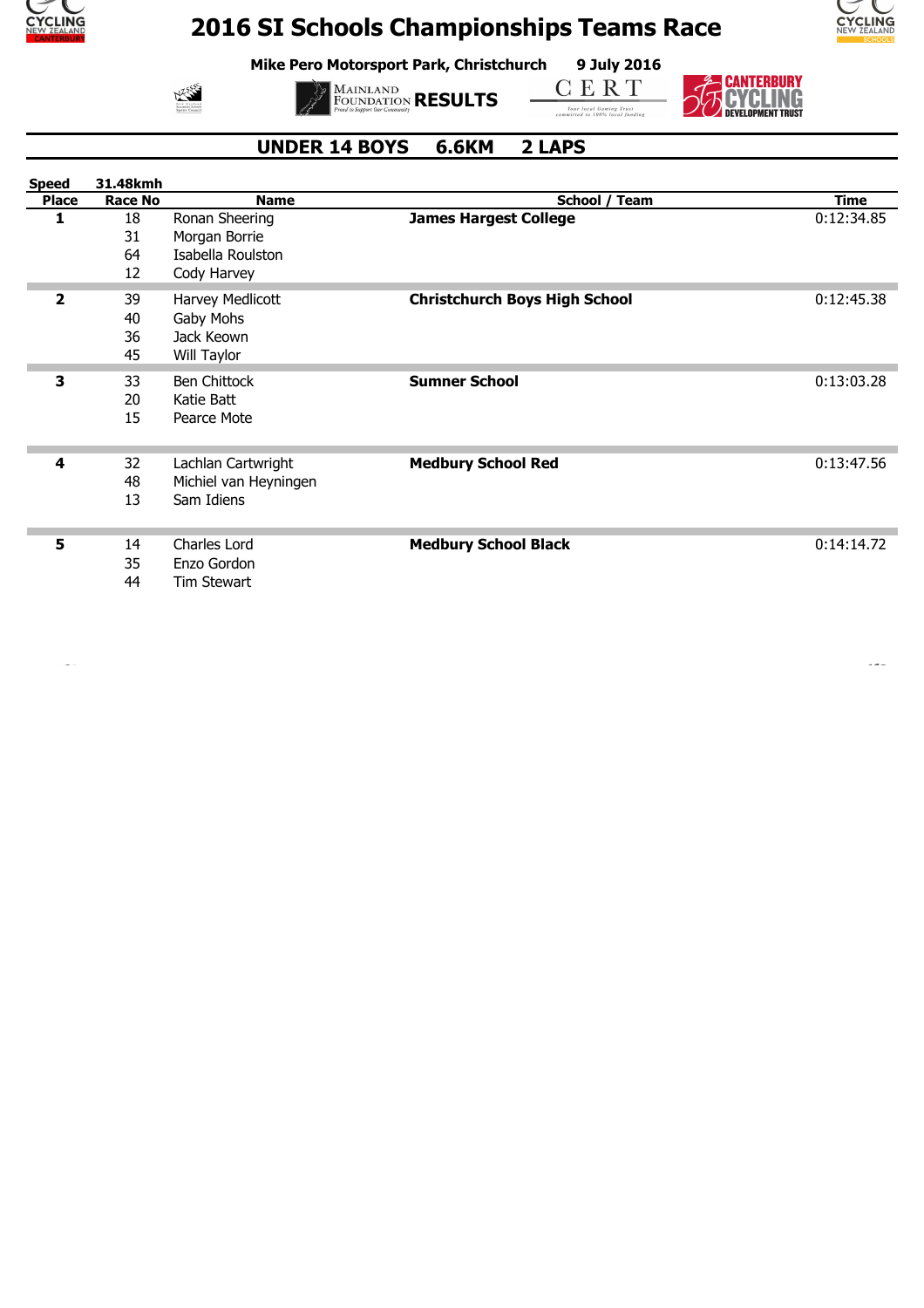# 2016 SI Schools Championships Teams Race

**Mike Pero Motorsport Park, Christchurch** **9 July 2016**

**RESULTS**

## UNDER 14 BOYS 6.6KM 2 LAPS

**Speed** **31.48kmh**

| Place | Race No | Name | School / Team | Time |
|---|---|---|---|---|
| **1** | 18 | Ronan Sheering | **James Hargest College** | 0:12:34.85 |
| | 31 | Morgan Borrie | | |
| | 64 | Isabella Roulston | | |
| | 12 | Cody Harvey | | |
| **2** | 39 | Harvey Medlicott | **Christchurch Boys High School** | 0:12:45.38 |
| | 40 | Gaby Mohs | | |
| | 36 | Jack Keown | | |
| | 45 | Will Taylor | | |
| **3** | 33 | Ben Chittock | **Sumner School** | 0:13:03.28 |
| | 20 | Katie Batt | | |
| | 15 | Pearce Mote | | |
| **4** | 32 | Lachlan Cartwright | **Medbury School Red** | 0:13:47.56 |
| | 48 | Michiel van Heyningen | | |
| | 13 | Sam Idiens | | |
| **5** | 14 | Charles Lord | **Medbury School Black** | 0:14:14.72 |
| | 35 | Enzo Gordon | | |
| | 44 | Tim Stewart | | |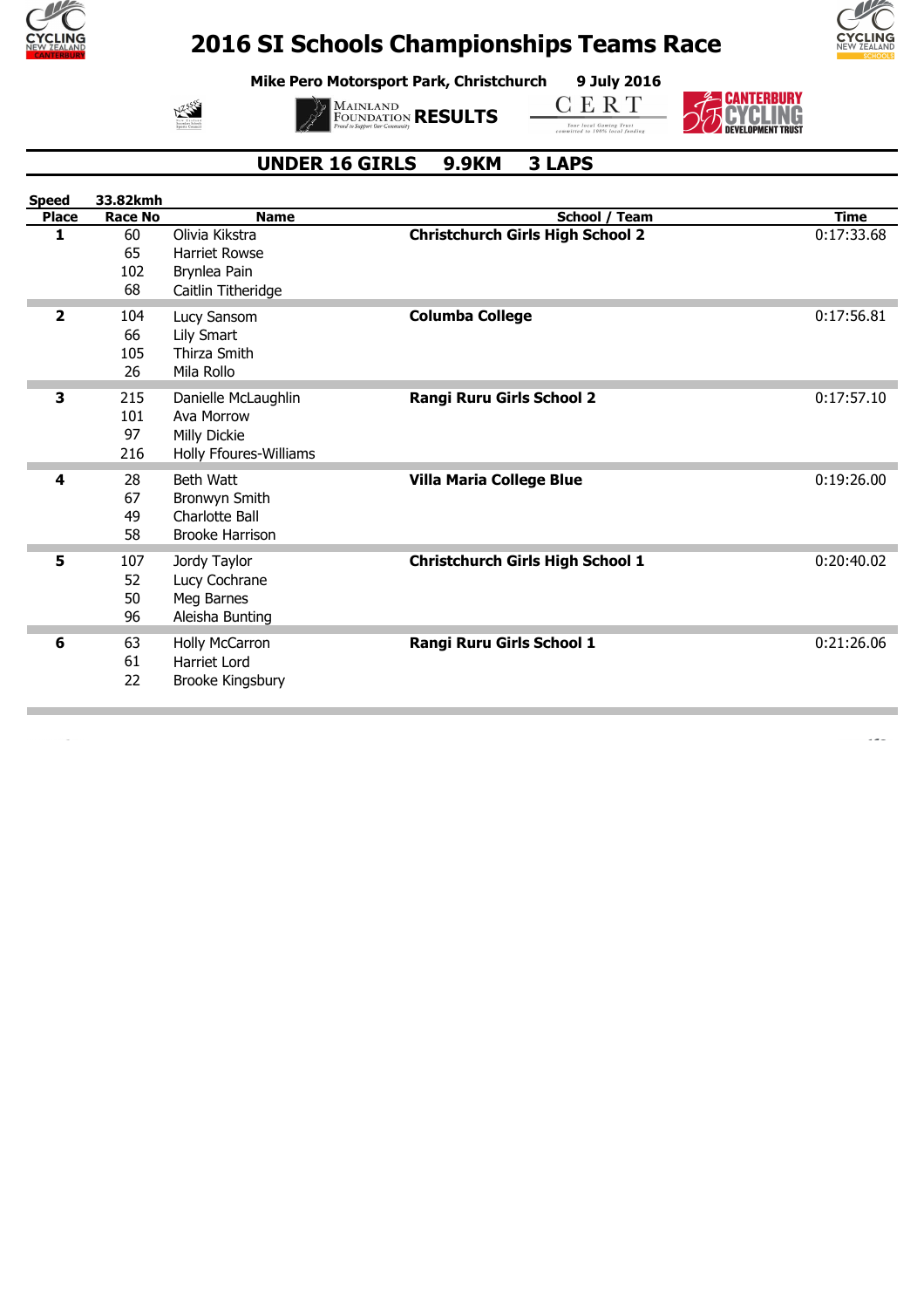# 2016 SI Schools Championships Teams Race

**Mike Pero Motorsport Park, Christchurch** **9 July 2016**

**RESULTS**

## UNDER 16 GIRLS 9.9KM 3 LAPS

**Speed** **33.82kmh**

| Place | Race No | Name | School / Team | Time |
|---|---|---|---|---|
| **1** | 60 | Olivia Kikstra | **Christchurch Girls High School 2** | 0:17:33.68 |
| | 65 | Harriet Rowse | | |
| | 102 | Brynlea Pain | | |
| | 68 | Caitlin Titheridge | | |
| **2** | 104 | Lucy Sansom | **Columba College** | 0:17:56.81 |
| | 66 | Lily Smart | | |
| | 105 | Thirza Smith | | |
| | 26 | Mila Rollo | | |
| **3** | 215 | Danielle McLaughlin | **Rangi Ruru Girls School 2** | 0:17:57.10 |
| | 101 | Ava Morrow | | |
| | 97 | Milly Dickie | | |
| | 216 | Holly Ffoures-Williams | | |
| **4** | 28 | Beth Watt | **Villa Maria College Blue** | 0:19:26.00 |
| | 67 | Bronwyn Smith | | |
| | 49 | Charlotte Ball | | |
| | 58 | Brooke Harrison | | |
| **5** | 107 | Jordy Taylor | **Christchurch Girls High School 1** | 0:20:40.02 |
| | 52 | Lucy Cochrane | | |
| | 50 | Meg Barnes | | |
| | 96 | Aleisha Bunting | | |
| **6** | 63 | Holly McCarron | **Rangi Ruru Girls School 1** | 0:21:26.06 |
| | 61 | Harriet Lord | | |
| | 22 | Brooke Kingsbury | | |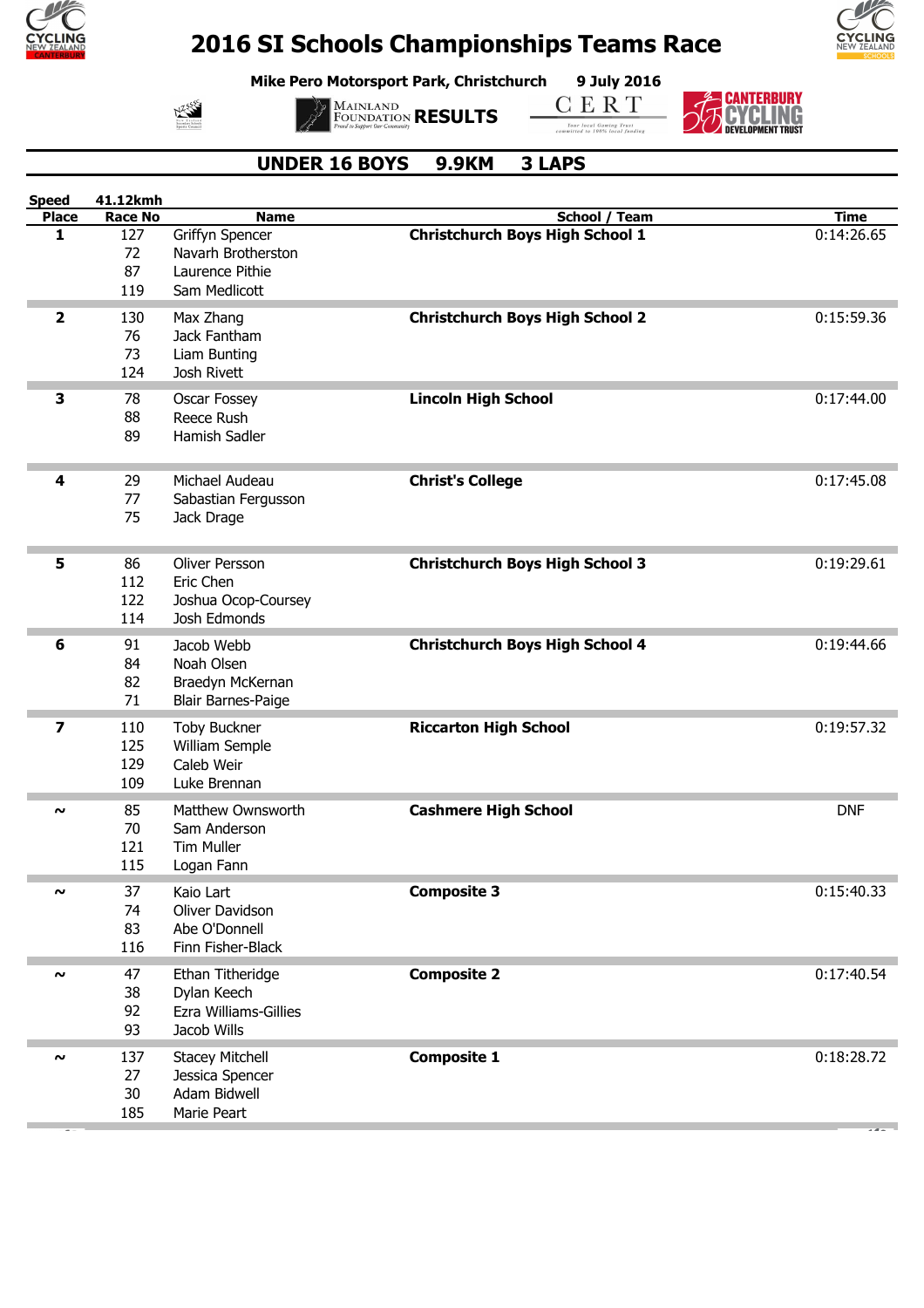# 2016 SI Schools Championships Teams Race

**Mike Pero Motorsport Park, Christchurch** **9 July 2016**

**RESULTS**

## UNDER 16 BOYS 9.9KM 3 LAPS

**Speed** **41.12kmh**

| Place | Race No | Name | School / Team | Time |
|---|---|---|---|---|
| **1** | 127 | Griffyn Spencer | **Christchurch Boys High School 1** | 0:14:26.65 |
| | 72 | Navarh Brotherston | | |
| | 87 | Laurence Pithie | | |
| | 119 | Sam Medlicott | | |
| **2** | 130 | Max Zhang | **Christchurch Boys High School 2** | 0:15:59.36 |
| | 76 | Jack Fantham | | |
| | 73 | Liam Bunting | | |
| | 124 | Josh Rivett | | |
| **3** | 78 | Oscar Fossey | **Lincoln High School** | 0:17:44.00 |
| | 88 | Reece Rush | | |
| | 89 | Hamish Sadler | | |
| **4** | 29 | Michael Audeau | **Christ's College** | 0:17:45.08 |
| | 77 | Sabastian Fergusson | | |
| | 75 | Jack Drage | | |
| **5** | 86 | Oliver Persson | **Christchurch Boys High School 3** | 0:19:29.61 |
| | 112 | Eric Chen | | |
| | 122 | Joshua Ocop-Coursey | | |
| | 114 | Josh Edmonds | | |
| **6** | 91 | Jacob Webb | **Christchurch Boys High School 4** | 0:19:44.66 |
| | 84 | Noah Olsen | | |
| | 82 | Braedyn McKernan | | |
| | 71 | Blair Barnes-Paige | | |
| **7** | 110 | Toby Buckner | **Riccarton High School** | 0:19:57.32 |
| | 125 | William Semple | | |
| | 129 | Caleb Weir | | |
| | 109 | Luke Brennan | | |
| **~** | 85 | Matthew Ownsworth | **Cashmere High School** | DNF |
| | 70 | Sam Anderson | | |
| | 121 | Tim Muller | | |
| | 115 | Logan Fann | | |
| **~** | 37 | Kaio Lart | **Composite 3** | 0:15:40.33 |
| | 74 | Oliver Davidson | | |
| | 83 | Abe O'Donnell | | |
| | 116 | Finn Fisher-Black | | |
| **~** | 47 | Ethan Titheridge | **Composite 2** | 0:17:40.54 |
| | 38 | Dylan Keech | | |
| | 92 | Ezra Williams-Gillies | | |
| | 93 | Jacob Wills | | |
| **~** | 137 | Stacey Mitchell | **Composite 1** | 0:18:28.72 |
| | 27 | Jessica Spencer | | |
| | 30 | Adam Bidwell | | |
| | 185 | Marie Peart | | |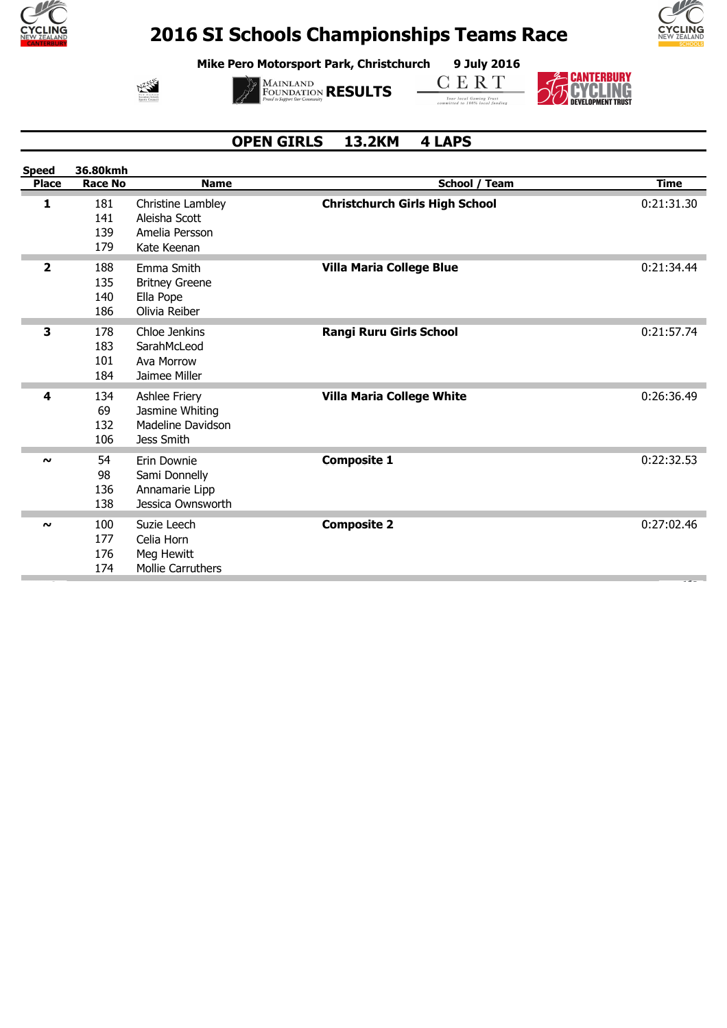# 2016 SI Schools Championships Teams Race

**Mike Pero Motorsport Park, Christchurch** **9 July 2016**

**RESULTS**

## OPEN GIRLS 13.2KM 4 LAPS

**Speed** **36.80kmh**

| Place | Race No | Name | School / Team | Time |
|---|---|---|---|---|
| **1** | 181 | Christine Lambley | **Christchurch Girls High School** | 0:21:31.30 |
| | 141 | Aleisha Scott | | |
| | 139 | Amelia Persson | | |
| | 179 | Kate Keenan | | |
| **2** | 188 | Emma Smith | **Villa Maria College Blue** | 0:21:34.44 |
| | 135 | Britney Greene | | |
| | 140 | Ella Pope | | |
| | 186 | Olivia Reiber | | |
| **3** | 178 | Chloe Jenkins | **Rangi Ruru Girls School** | 0:21:57.74 |
| | 183 | SarahMcLeod | | |
| | 101 | Ava Morrow | | |
| | 184 | Jaimee Miller | | |
| **4** | 134 | Ashlee Friery | **Villa Maria College White** | 0:26:36.49 |
| | 69 | Jasmine Whiting | | |
| | 132 | Madeline Davidson | | |
| | 106 | Jess Smith | | |
| **~** | 54 | Erin Downie | **Composite 1** | 0:22:32.53 |
| | 98 | Sami Donnelly | | |
| | 136 | Annamarie Lipp | | |
| | 138 | Jessica Ownsworth | | |
| **~** | 100 | Suzie Leech | **Composite 2** | 0:27:02.46 |
| | 177 | Celia Horn | | |
| | 176 | Meg Hewitt | | |
| | 174 | Mollie Carrruthers | | |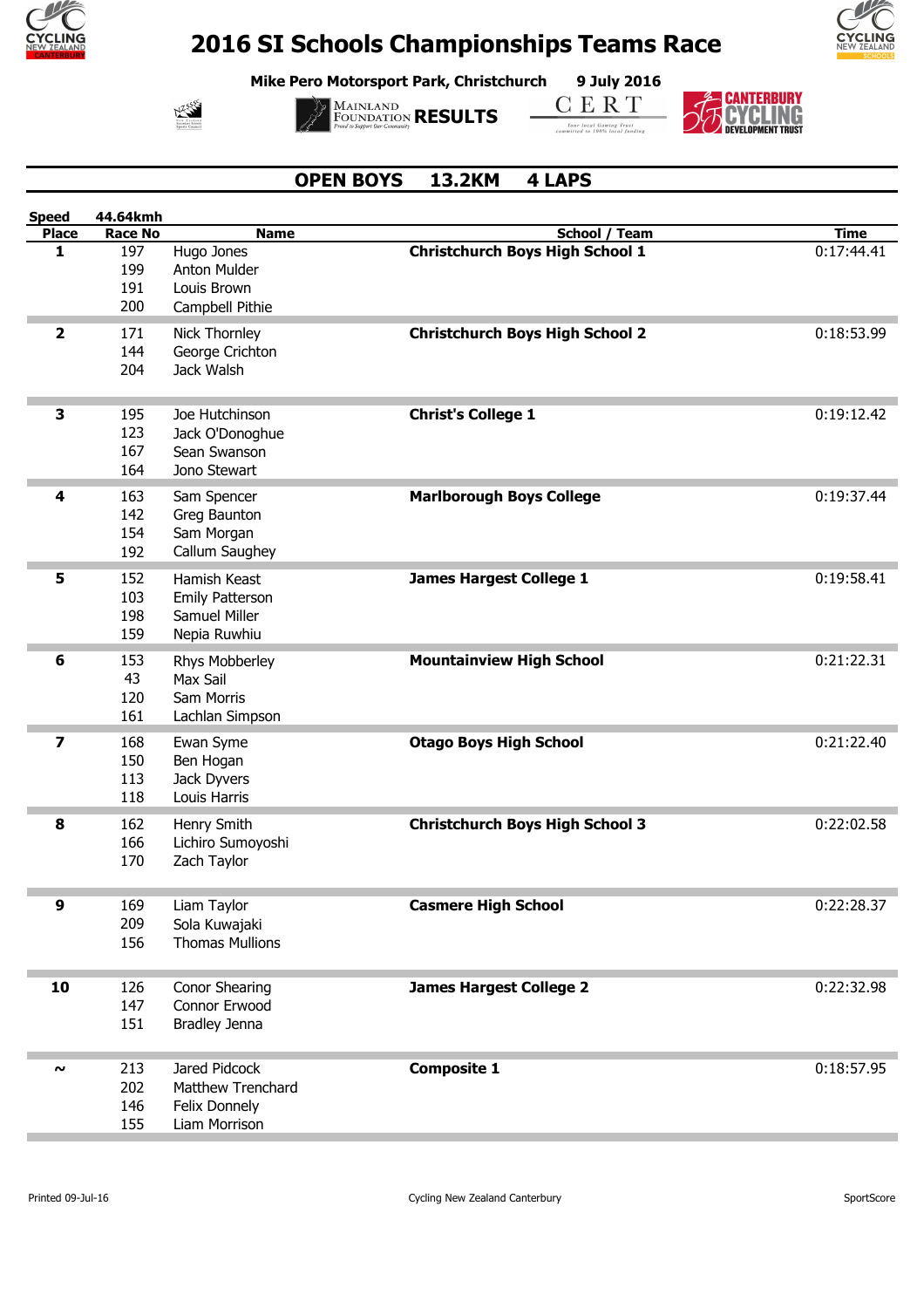# 2016 SI Schools Championships Teams Race

**Mike Pero Motorsport Park, Christchurch** **9 July 2016**

**RESULTS**

## OPEN BOYS 13.2KM 4 LAPS

**Speed** **44.64kmh**

| Place | Race No | Name | School / Team | Time |
|---|---|---|---|---|
| **1** | 197 | Hugo Jones | **Christchurch Boys High School 1** | 0:17:44.41 |
| | 199 | Anton Mulder | | |
| | 191 | Louis Brown | | |
| | 200 | Campbell Pithie | | |
| **2** | 171 | Nick Thornley | **Christchurch Boys High School 2** | 0:18:53.99 |
| | 144 | George Crichton | | |
| | 204 | Jack Walsh | | |
| **3** | 195 | Joe Hutchinson | **Christ's College 1** | 0:19:12.42 |
| | 123 | Jack O'Donoghue | | |
| | 167 | Sean Swanson | | |
| | 164 | Jono Stewart | | |
| **4** | 163 | Sam Spencer | **Marlborough Boys College** | 0:19:37.44 |
| | 142 | Greg Baunton | | |
| | 154 | Sam Morgan | | |
| | 192 | Callum Saughey | | |
| **5** | 152 | Hamish Keast | **James Hargest College 1** | 0:19:58.41 |
| | 103 | Emily Patterson | | |
| | 198 | Samuel Miller | | |
| | 159 | Nepia Ruwhiu | | |
| **6** | 153 | Rhys Mobberley | **Mountainview High School** | 0:21:22.31 |
| | 43 | Max Sail | | |
| | 120 | Sam Morris | | |
| | 161 | Lachlan Simpson | | |
| **7** | 168 | Ewan Syme | **Otago Boys High School** | 0:21:22.40 |
| | 150 | Ben Hogan | | |
| | 113 | Jack Dyvers | | |
| | 118 | Louis Harris | | |
| **8** | 162 | Henry Smith | **Christchurch Boys High School 3** | 0:22:02.58 |
| | 166 | Lichiro Sumoyoshi | | |
| | 170 | Zach Taylor | | |
| **9** | 169 | Liam Taylor | **Casmere High School** | 0:22:28.37 |
| | 209 | Sola Kuwajaki | | |
| | 156 | Thomas Mullions | | |
| **10** | 126 | Conor Shearing | **James Hargest College 2** | 0:22:32.98 |
| | 147 | Connor Erwood | | |
| | 151 | Bradley Jenna | | |
| **~** | 213 | Jared Pidcock | **Composite 1** | 0:18:57.95 |
| | 202 | Matthew Trenchard | | |
| | 146 | Felix Donnely | | |
| | 155 | Liam Morrison | | |

Printed 09-Jul-16 Cycling New Zealand Canterbury SportScore